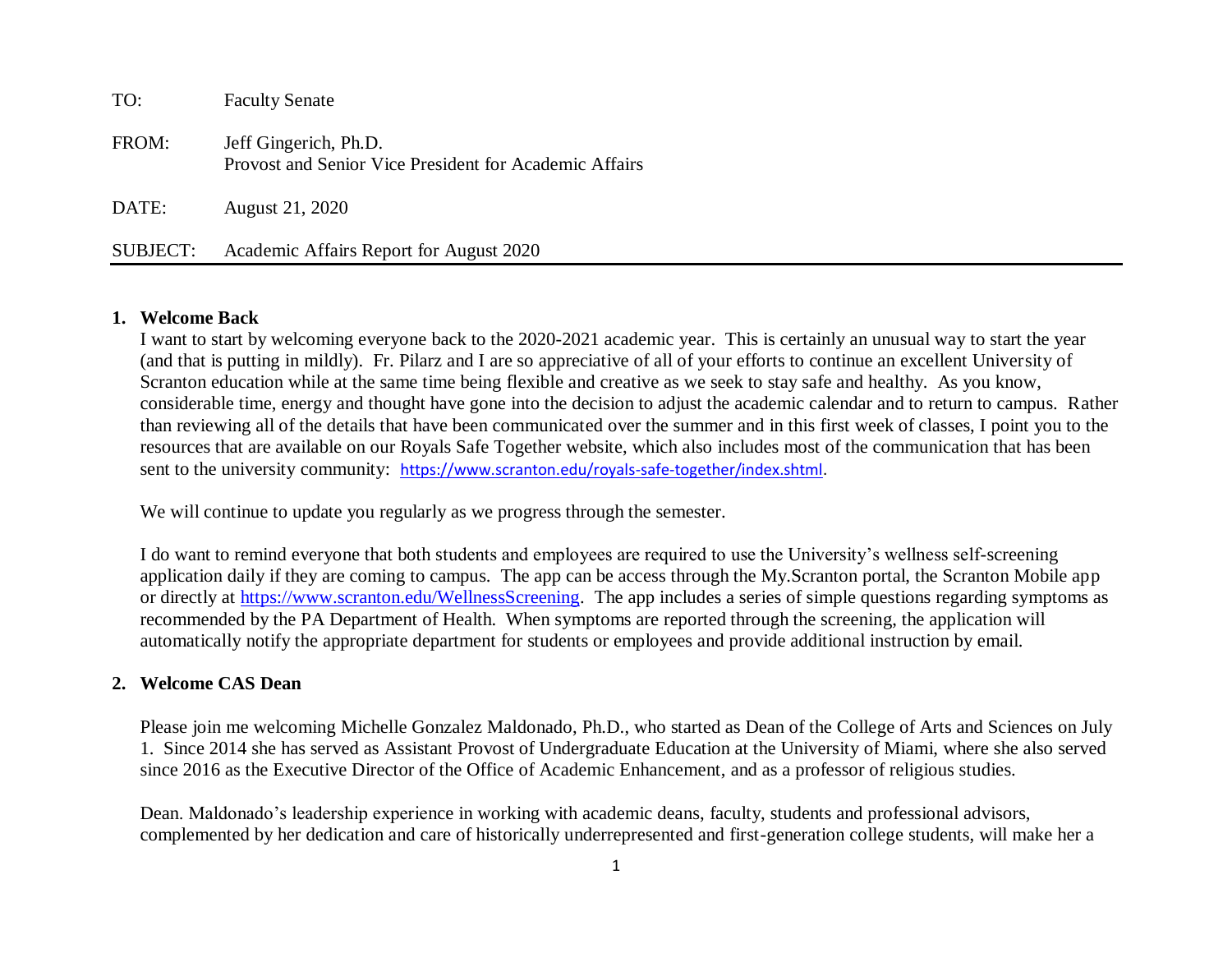TO: Faculty Senate

FROM: Jeff Gingerich, Ph.D.
Provost and Senior Vice President for Academic Affairs

DATE: August 21, 2020

SUBJECT: Academic Affairs Report for August 2020

---

## 1. Welcome Back

I want to start by welcoming everyone back to the 2020-2021 academic year. This is certainly an unusual way to start the year (and that is putting in mildly). Fr. Pilarz and I are so appreciative of all of your efforts to continue an excellent University of Scranton education while at the same time being flexible and creative as we seek to stay safe and healthy. As you know, considerable time, energy and thought have gone into the decision to adjust the academic calendar and to return to campus. Rather than reviewing all of the details that have been communicated over the summer and in this first week of classes, I point you to the resources that are available on our Royals Safe Together website, which also includes most of the communication that has been sent to the university community: https://www.scranton.edu/royals-safe-together/index.shtml.

We will continue to update you regularly as we progress through the semester.

I do want to remind everyone that both students and employees are required to use the University's wellness self-screening application daily if they are coming to campus. The app can be access through the My.Scranton portal, the Scranton Mobile app or directly at https://www.scranton.edu/WellnessScreening. The app includes a series of simple questions regarding symptoms as recommended by the PA Department of Health. When symptoms are reported through the screening, the application will automatically notify the appropriate department for students or employees and provide additional instruction by email.

## 2. Welcome CAS Dean

Please join me welcoming Michelle Gonzalez Maldonado, Ph.D., who started as Dean of the College of Arts and Sciences on July 1. Since 2014 she has served as Assistant Provost of Undergraduate Education at the University of Miami, where she also served since 2016 as the Executive Director of the Office of Academic Enhancement, and as a professor of religious studies.

Dean. Maldonado's leadership experience in working with academic deans, faculty, students and professional advisors, complemented by her dedication and care of historically underrepresented and first-generation college students, will make her a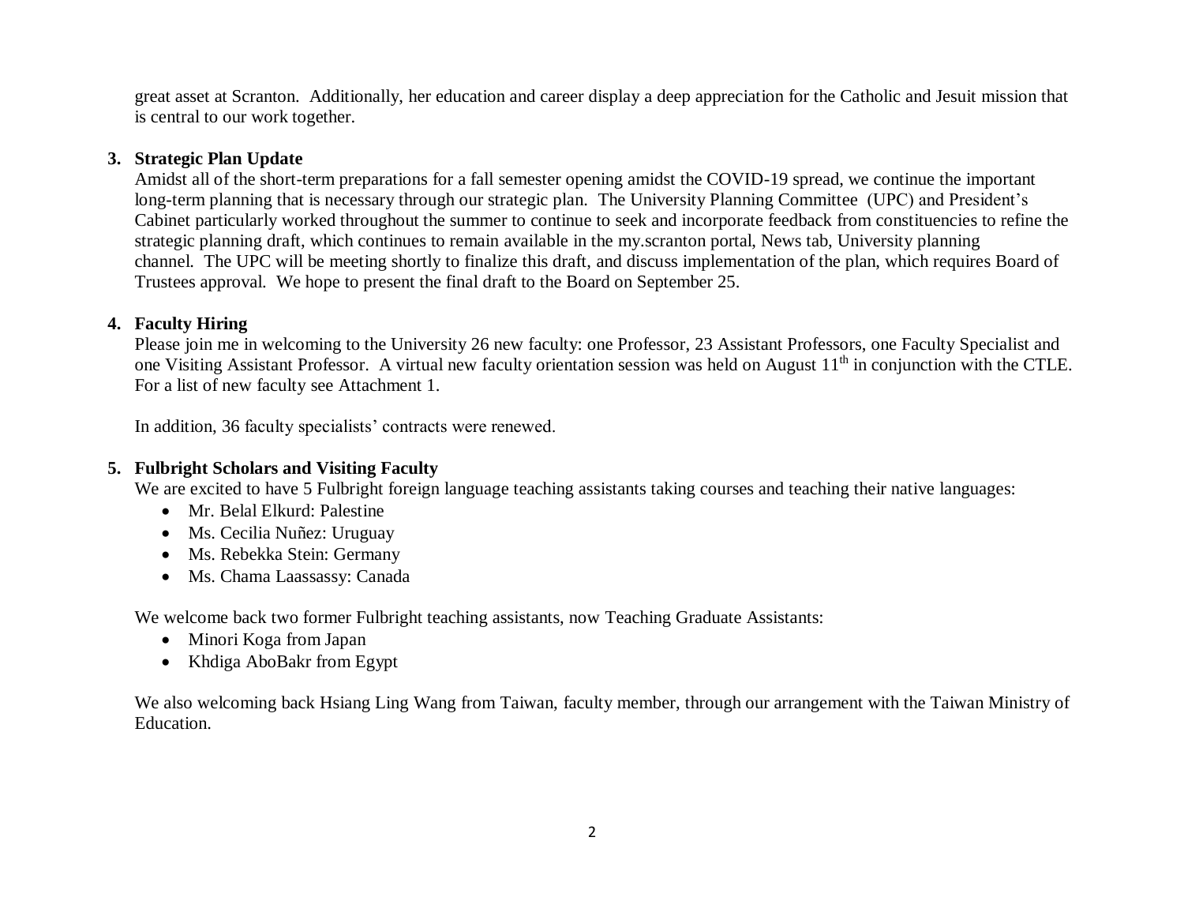great asset at Scranton. Additionally, her education and career display a deep appreciation for the Catholic and Jesuit mission that is central to our work together.

3. **Strategic Plan Update**

Amidst all of the short-term preparations for a fall semester opening amidst the COVID-19 spread, we continue the important long-term planning that is necessary through our strategic plan. The University Planning Committee (UPC) and President's Cabinet particularly worked throughout the summer to continue to seek and incorporate feedback from constituencies to refine the strategic planning draft, which continues to remain available in the my.scranton portal, News tab, University planning channel. The UPC will be meeting shortly to finalize this draft, and discuss implementation of the plan, which requires Board of Trustees approval. We hope to present the final draft to the Board on September 25.

4. **Faculty Hiring**

Please join me in welcoming to the University 26 new faculty: one Professor, 23 Assistant Professors, one Faculty Specialist and one Visiting Assistant Professor. A virtual new faculty orientation session was held on August 11th in conjunction with the CTLE. For a list of new faculty see Attachment 1.

In addition, 36 faculty specialists' contracts were renewed.

5. **Fulbright Scholars and Visiting Faculty**

We are excited to have 5 Fulbright foreign language teaching assistants taking courses and teaching their native languages:

- Mr. Belal Elkurd: Palestine
- Ms. Cecilia Nuñez: Uruguay
- Ms. Rebekka Stein: Germany
- Ms. Chama Laassassy: Canada

We welcome back two former Fulbright teaching assistants, now Teaching Graduate Assistants:

- Minori Koga from Japan
- Khdiga AboBakr from Egypt

We also welcoming back Hsiang Ling Wang from Taiwan, faculty member, through our arrangement with the Taiwan Ministry of Education.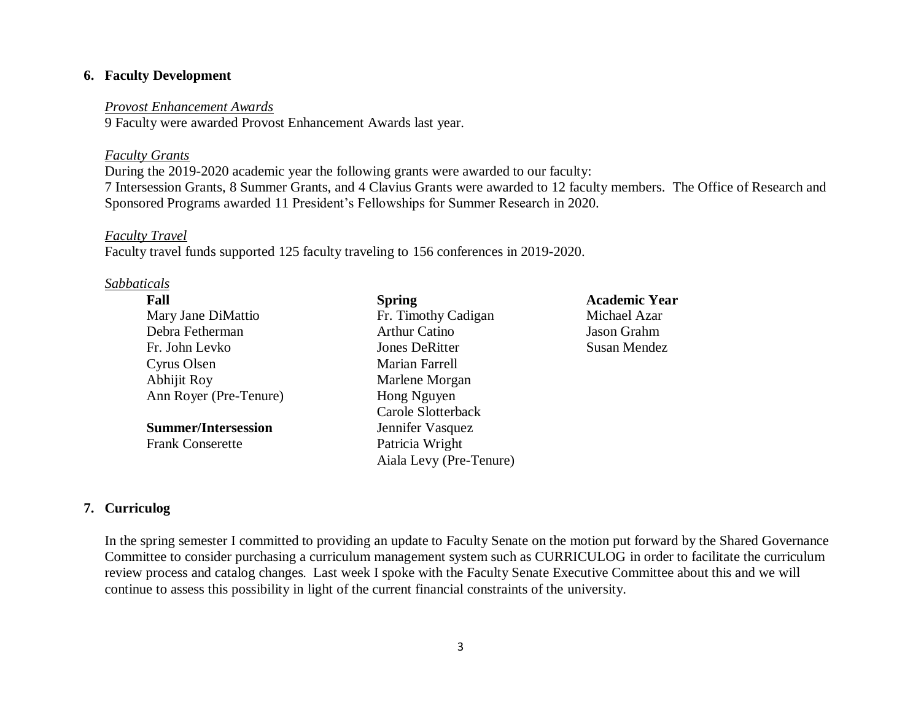## 6. Faculty Development

*Provost Enhancement Awards*

9 Faculty were awarded Provost Enhancement Awards last year.

*Faculty Grants*

During the 2019-2020 academic year the following grants were awarded to our faculty:
7 Intersession Grants, 8 Summer Grants, and 4 Clavius Grants were awarded to 12 faculty members. The Office of Research and Sponsored Programs awarded 11 President's Fellowships for Summer Research in 2020.

*Faculty Travel*

Faculty travel funds supported 125 faculty traveling to 156 conferences in 2019-2020.

*Sabbaticals*

**Fall**

Mary Jane DiMattio
Debra Fetherman
Fr. John Levko
Cyrus Olsen
Abhijit Roy
Ann Royer (Pre-Tenure)

**Summer/Intersession**

Frank Conserette

**Spring**

Fr. Timothy Cadigan
Arthur Catino
Jones DeRitter
Marian Farrell
Marlene Morgan
Hong Nguyen
Carole Slotterback
Jennifer Vasquez
Patricia Wright
Aiala Levy (Pre-Tenure)

**Academic Year**

Michael Azar
Jason Grahm
Susan Mendez

## 7. Curriculog

In the spring semester I committed to providing an update to Faculty Senate on the motion put forward by the Shared Governance Committee to consider purchasing a curriculum management system such as CURRICULOG in order to facilitate the curriculum review process and catalog changes. Last week I spoke with the Faculty Senate Executive Committee about this and we will continue to assess this possibility in light of the current financial constraints of the university.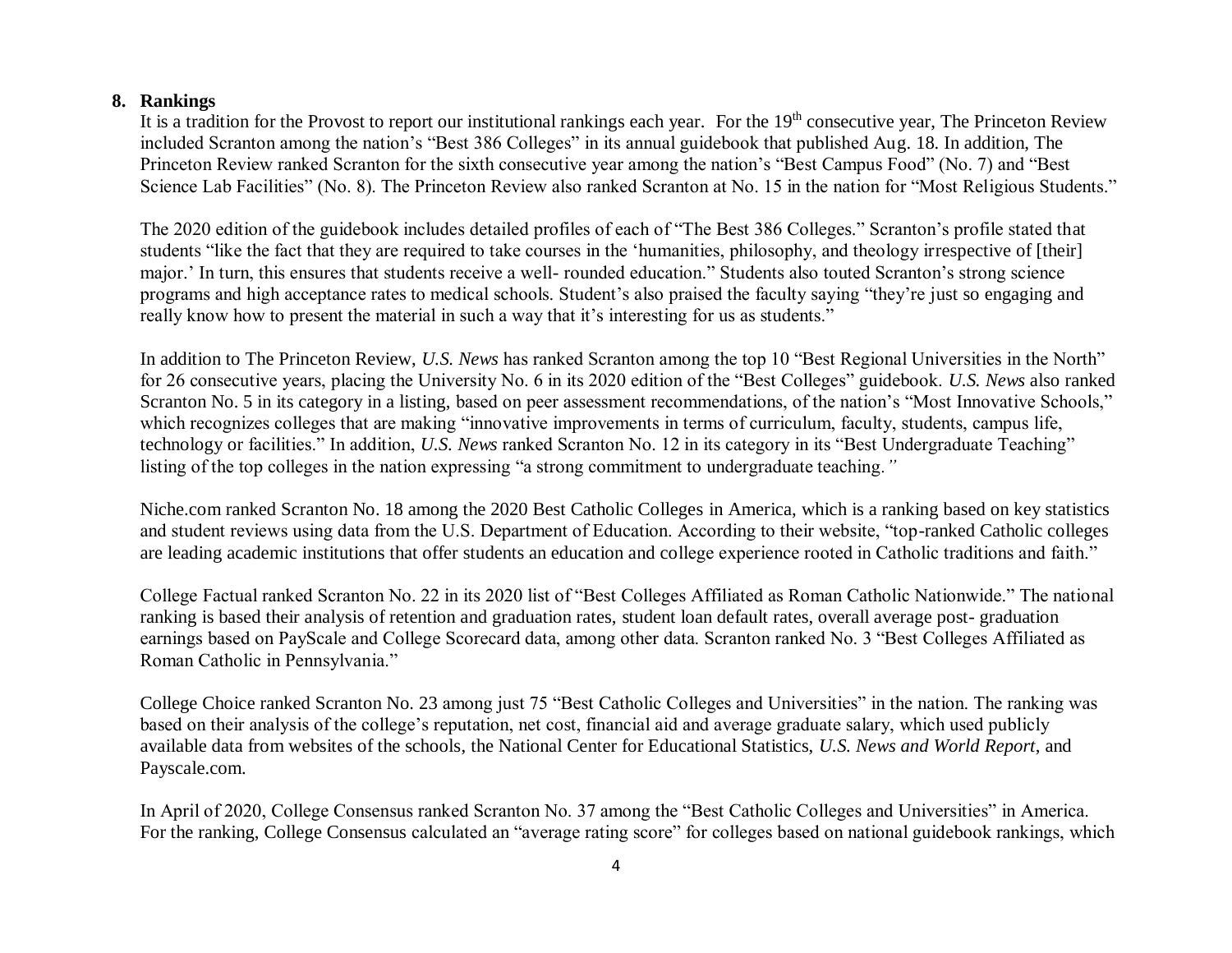**8. Rankings**

It is a tradition for the Provost to report our institutional rankings each year. For the 19th consecutive year, The Princeton Review included Scranton among the nation's "Best 386 Colleges" in its annual guidebook that published Aug. 18. In addition, The Princeton Review ranked Scranton for the sixth consecutive year among the nation's "Best Campus Food" (No. 7) and "Best Science Lab Facilities" (No. 8). The Princeton Review also ranked Scranton at No. 15 in the nation for "Most Religious Students."

The 2020 edition of the guidebook includes detailed profiles of each of "The Best 386 Colleges." Scranton's profile stated that students "like the fact that they are required to take courses in the 'humanities, philosophy, and theology irrespective of [their] major.' In turn, this ensures that students receive a well- rounded education." Students also touted Scranton's strong science programs and high acceptance rates to medical schools. Student's also praised the faculty saying "they're just so engaging and really know how to present the material in such a way that it's interesting for us as students."

In addition to The Princeton Review, *U.S. News* has ranked Scranton among the top 10 "Best Regional Universities in the North" for 26 consecutive years, placing the University No. 6 in its 2020 edition of the "Best Colleges" guidebook. *U.S. News* also ranked Scranton No. 5 in its category in a listing, based on peer assessment recommendations, of the nation's "Most Innovative Schools," which recognizes colleges that are making "innovative improvements in terms of curriculum, faculty, students, campus life, technology or facilities." In addition, *U.S. News* ranked Scranton No. 12 in its category in its "Best Undergraduate Teaching" listing of the top colleges in the nation expressing "a strong commitment to undergraduate teaching."

Niche.com ranked Scranton No. 18 among the 2020 Best Catholic Colleges in America, which is a ranking based on key statistics and student reviews using data from the U.S. Department of Education. According to their website, "top-ranked Catholic colleges are leading academic institutions that offer students an education and college experience rooted in Catholic traditions and faith."

College Factual ranked Scranton No. 22 in its 2020 list of "Best Colleges Affiliated as Roman Catholic Nationwide." The national ranking is based their analysis of retention and graduation rates, student loan default rates, overall average post- graduation earnings based on PayScale and College Scorecard data, among other data. Scranton ranked No. 3 "Best Colleges Affiliated as Roman Catholic in Pennsylvania."

College Choice ranked Scranton No. 23 among just 75 "Best Catholic Colleges and Universities" in the nation. The ranking was based on their analysis of the college's reputation, net cost, financial aid and average graduate salary, which used publicly available data from websites of the schools, the National Center for Educational Statistics, *U.S. News and World Report*, and Payscale.com.

In April of 2020, College Consensus ranked Scranton No. 37 among the "Best Catholic Colleges and Universities" in America. For the ranking, College Consensus calculated an "average rating score" for colleges based on national guidebook rankings, which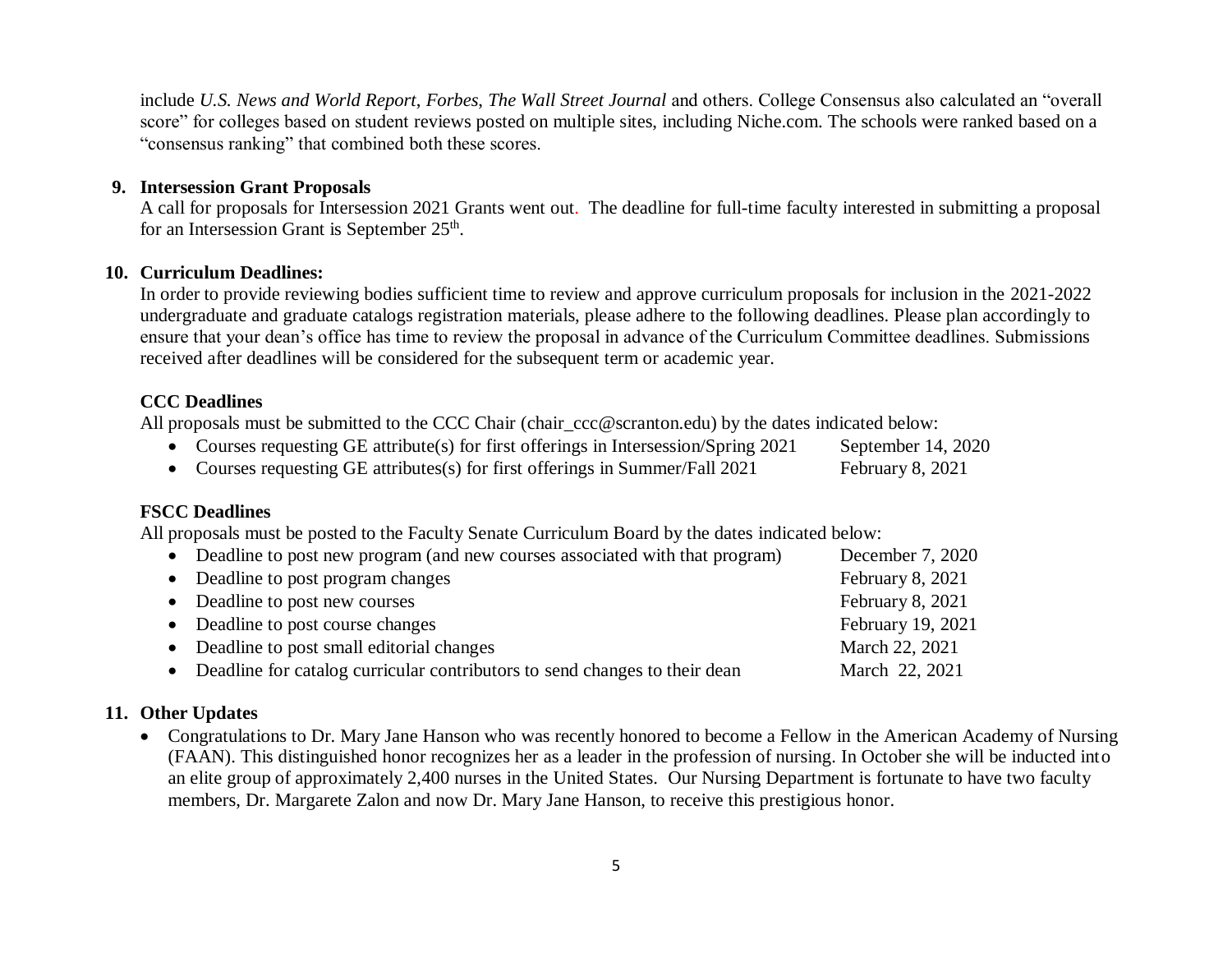include *U.S. News and World Report*, *Forbes*, *The Wall Street Journal* and others. College Consensus also calculated an "overall score" for colleges based on student reviews posted on multiple sites, including Niche.com. The schools were ranked based on a "consensus ranking" that combined both these scores.

**9. Intersession Grant Proposals**

A call for proposals for Intersession 2021 Grants went out. The deadline for full-time faculty interested in submitting a proposal for an Intersession Grant is September 25th.

**10. Curriculum Deadlines:**

In order to provide reviewing bodies sufficient time to review and approve curriculum proposals for inclusion in the 2021-2022 undergraduate and graduate catalogs registration materials, please adhere to the following deadlines. Please plan accordingly to ensure that your dean's office has time to review the proposal in advance of the Curriculum Committee deadlines. Submissions received after deadlines will be considered for the subsequent term or academic year.

**CCC Deadlines**

All proposals must be submitted to the CCC Chair (chair_ccc@scranton.edu) by the dates indicated below:

- Courses requesting GE attribute(s) for first offerings in Intersession/Spring 2021 — September 14, 2020
- Courses requesting GE attributes(s) for first offerings in Summer/Fall 2021 — February 8, 2021

**FSCC Deadlines**

All proposals must be posted to the Faculty Senate Curriculum Board by the dates indicated below:

- Deadline to post new program (and new courses associated with that program) — December 7, 2020
- Deadline to post program changes — February 8, 2021
- Deadline to post new courses — February 8, 2021
- Deadline to post course changes — February 19, 2021
- Deadline to post small editorial changes — March 22, 2021
- Deadline for catalog curricular contributors to send changes to their dean — March 22, 2021

**11. Other Updates**

- Congratulations to Dr. Mary Jane Hanson who was recently honored to become a Fellow in the American Academy of Nursing (FAAN). This distinguished honor recognizes her as a leader in the profession of nursing. In October she will be inducted into an elite group of approximately 2,400 nurses in the United States. Our Nursing Department is fortunate to have two faculty members, Dr. Margarete Zalon and now Dr. Mary Jane Hanson, to receive this prestigious honor.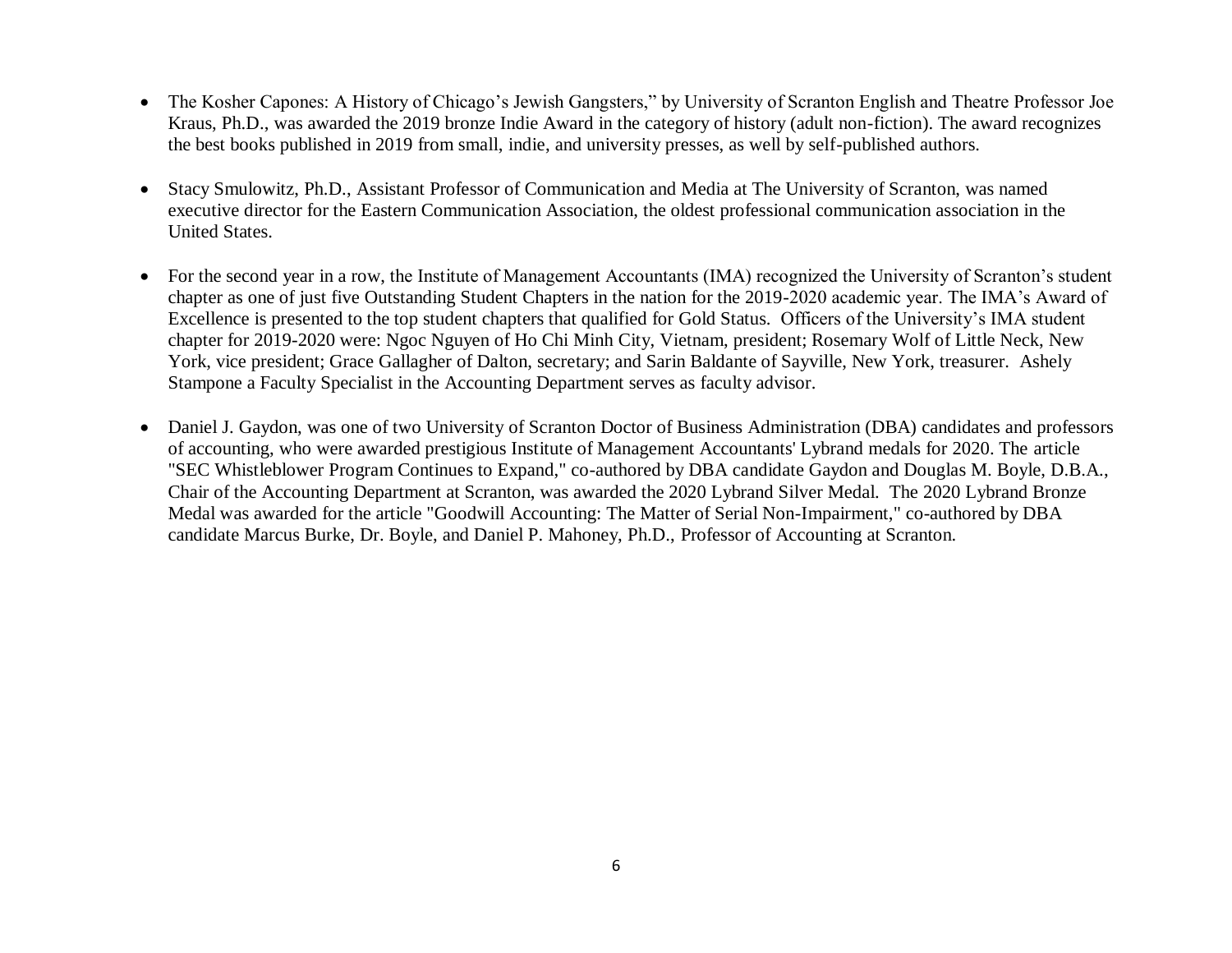- The Kosher Capones: A History of Chicago's Jewish Gangsters," by University of Scranton English and Theatre Professor Joe Kraus, Ph.D., was awarded the 2019 bronze Indie Award in the category of history (adult non-fiction). The award recognizes the best books published in 2019 from small, indie, and university presses, as well by self-published authors.

- Stacy Smulowitz, Ph.D., Assistant Professor of Communication and Media at The University of Scranton, was named executive director for the Eastern Communication Association, the oldest professional communication association in the United States.

- For the second year in a row, the Institute of Management Accountants (IMA) recognized the University of Scranton's student chapter as one of just five Outstanding Student Chapters in the nation for the 2019-2020 academic year. The IMA's Award of Excellence is presented to the top student chapters that qualified for Gold Status. Officers of the University's IMA student chapter for 2019-2020 were: Ngoc Nguyen of Ho Chi Minh City, Vietnam, president; Rosemary Wolf of Little Neck, New York, vice president; Grace Gallagher of Dalton, secretary; and Sarin Baldante of Sayville, New York, treasurer. Ashely Stampone a Faculty Specialist in the Accounting Department serves as faculty advisor.

- Daniel J. Gaydon, was one of two University of Scranton Doctor of Business Administration (DBA) candidates and professors of accounting, who were awarded prestigious Institute of Management Accountants' Lybrand medals for 2020. The article "SEC Whistleblower Program Continues to Expand," co-authored by DBA candidate Gaydon and Douglas M. Boyle, D.B.A., Chair of the Accounting Department at Scranton, was awarded the 2020 Lybrand Silver Medal. The 2020 Lybrand Bronze Medal was awarded for the article "Goodwill Accounting: The Matter of Serial Non-Impairment," co-authored by DBA candidate Marcus Burke, Dr. Boyle, and Daniel P. Mahoney, Ph.D., Professor of Accounting at Scranton.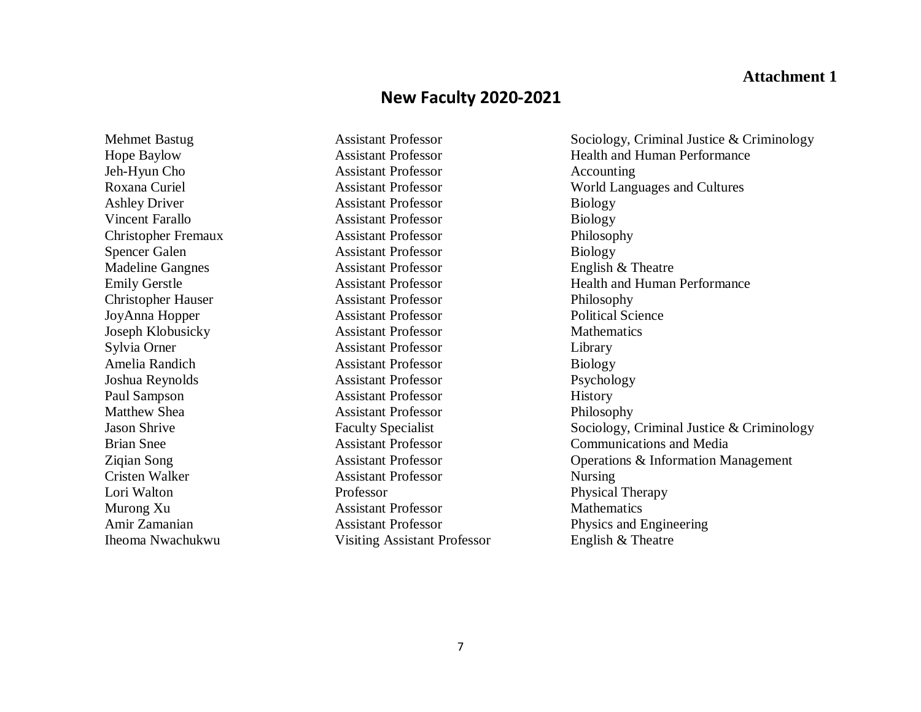**Attachment 1**

## New Faculty 2020-2021

| | | |
|---|---|---|
| Mehmet Bastug | Assistant Professor | Sociology, Criminal Justice & Criminology |
| Hope Baylow | Assistant Professor | Health and Human Performance |
| Jeh-Hyun Cho | Assistant Professor | Accounting |
| Roxana Curiel | Assistant Professor | World Languages and Cultures |
| Ashley Driver | Assistant Professor | Biology |
| Vincent Farallo | Assistant Professor | Biology |
| Christopher Fremaux | Assistant Professor | Philosophy |
| Spencer Galen | Assistant Professor | Biology |
| Madeline Gangnes | Assistant Professor | English & Theatre |
| Emily Gerstle | Assistant Professor | Health and Human Performance |
| Christopher Hauser | Assistant Professor | Philosophy |
| JoyAnna Hopper | Assistant Professor | Political Science |
| Joseph Klobusicky | Assistant Professor | Mathematics |
| Sylvia Orner | Assistant Professor | Library |
| Amelia Randich | Assistant Professor | Biology |
| Joshua Reynolds | Assistant Professor | Psychology |
| Paul Sampson | Assistant Professor | History |
| Matthew Shea | Assistant Professor | Philosophy |
| Jason Shrive | Faculty Specialist | Sociology, Criminal Justice & Criminology |
| Brian Snee | Assistant Professor | Communications and Media |
| Ziqian Song | Assistant Professor | Operations & Information Management |
| Cristen Walker | Assistant Professor | Nursing |
| Lori Walton | Professor | Physical Therapy |
| Murong Xu | Assistant Professor | Mathematics |
| Amir Zamanian | Assistant Professor | Physics and Engineering |
| Iheoma Nwachukwu | Visiting Assistant Professor | English & Theatre |